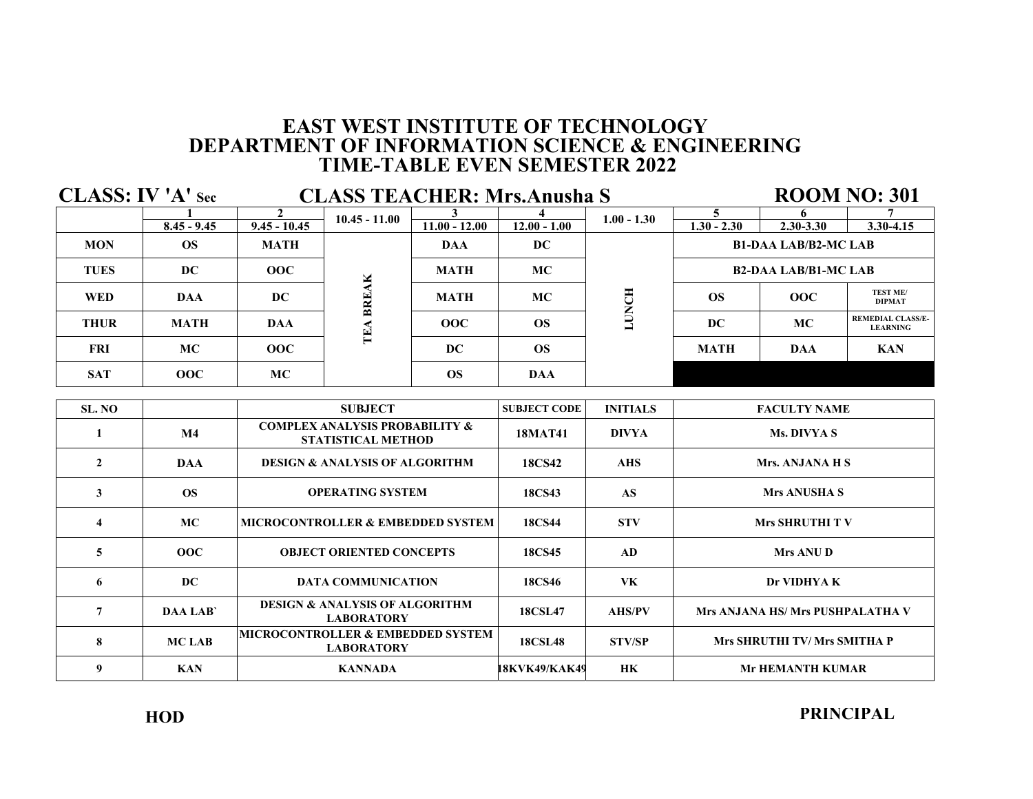# EAST WEST INSTITUTE OF TECHNOLOGY
## DEPARTMENT OF INFORMATION SCIENCE & ENGINEERING
## TIME-TABLE EVEN SEMESTER 2022

**CLASS: IV 'A' Sec** **CLASS TEACHER: Mrs.Anusha S** **ROOM NO: 301**

| | 1<br>8.45 - 9.45 | 2<br>9.45 - 10.45 | 10.45 - 11.00 | 3<br>11.00 - 12.00 | 4<br>12.00 - 1.00 | 1.00 - 1.30 | 5<br>1.30 - 2.30 | 6<br>2.30-3.30 | 7<br>3.30-4.15 |
|---|---|---|---|---|---|---|---|---|---|
| MON | OS | MATH | TEA BREAK | DAA | DC | LUNCH | B1-DAA LAB/B2-MC LAB | | |
| TUES | DC | OOC | | MATH | MC | | B2-DAA LAB/B1-MC LAB | | |
| WED | DAA | DC | | MATH | MC | | OS | OOC | TEST ME/ DIPMAT |
| THUR | MATH | DAA | | OOC | OS | | DC | MC | REMEDIAL CLASS/E-LEARNING |
| FRI | MC | OOC | | DC | OS | | MATH | DAA | KAN |
| SAT | OOC | MC | | OS | DAA | | | | |

| SL. NO | | SUBJECT | SUBJECT CODE | INITIALS | FACULTY NAME |
|---|---|---|---|---|---|
| 1 | M4 | COMPLEX ANALYSIS PROBABILITY & STATISTICAL METHOD | 18MAT41 | DIVYA | Ms. DIVYA S |
| 2 | DAA | DESIGN & ANALYSIS OF ALGORITHM | 18CS42 | AHS | Mrs. ANJANA H S |
| 3 | OS | OPERATING SYSTEM | 18CS43 | AS | Mrs ANUSHA S |
| 4 | MC | MICROCONTROLLER & EMBEDDED SYSTEM | 18CS44 | STV | Mrs SHRUTHI T V |
| 5 | OOC | OBJECT ORIENTED CONCEPTS | 18CS45 | AD | Mrs ANU D |
| 6 | DC | DATA COMMUNICATION | 18CS46 | VK | Dr VIDHYA K |
| 7 | DAA LAB` | DESIGN & ANALYSIS OF ALGORITHM LABORATORY | 18CSL47 | AHS/PV | Mrs ANJANA HS/ Mrs PUSHPALATHA V |
| 8 | MC LAB | MICROCONTROLLER & EMBEDDED SYSTEM LABORATORY | 18CSL48 | STV/SP | Mrs SHRUTHI TV/ Mrs SMITHA P |
| 9 | KAN | KANNADA | 18KVK49/KAK49 | HK | Mr HEMANTH KUMAR |

**HOD** **PRINCIPAL**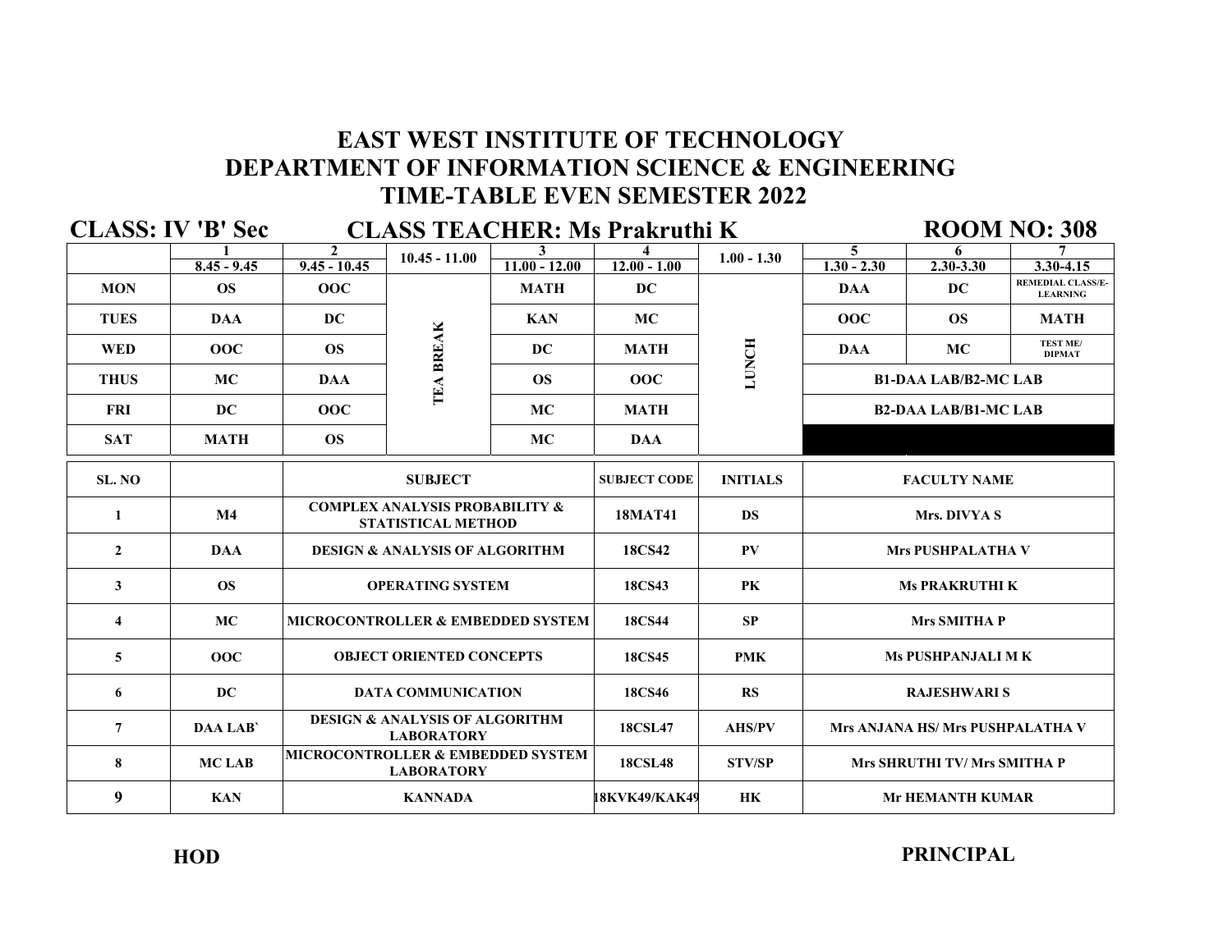# EAST WEST INSTITUTE OF TECHNOLOGY
## DEPARTMENT OF INFORMATION SCIENCE & ENGINEERING
## TIME-TABLE EVEN SEMESTER 2022

**CLASS: IV 'B' Sec** **CLASS TEACHER: Ms Prakruthi K** **ROOM NO: 308**

| | 1<br>8.45 - 9.45 | 2<br>9.45 - 10.45 | 10.45 - 11.00 | 3<br>11.00 - 12.00 | 4<br>12.00 - 1.00 | 1.00 - 1.30 | 5<br>1.30 - 2.30 | 6<br>2.30-3.30 | 7<br>3.30-4.15 |
|---|---|---|---|---|---|---|---|---|---|
| MON | OS | OOC | TEA BREAK | MATH | DC | LUNCH | DAA | DC | REMEDIAL CLASS/E-LEARNING |
| TUES | DAA | DC | | KAN | MC | | OOC | OS | MATH |
| WED | OOC | OS | | DC | MATH | | DAA | MC | TEST ME/ DIPMAT |
| THUS | MC | DAA | | OS | OOC | | B1-DAA LAB/B2-MC LAB | | |
| FRI | DC | OOC | | MC | MATH | | B2-DAA LAB/B1-MC LAB | | |
| SAT | MATH | OS | | MC | DAA | | | | |

| SL. NO | | SUBJECT | SUBJECT CODE | INITIALS | FACULTY NAME |
|---|---|---|---|---|---|
| 1 | M4 | COMPLEX ANALYSIS PROBABILITY & STATISTICAL METHOD | 18MAT41 | DS | Mrs. DIVYA S |
| 2 | DAA | DESIGN & ANALYSIS OF ALGORITHM | 18CS42 | PV | Mrs PUSHPALATHA V |
| 3 | OS | OPERATING SYSTEM | 18CS43 | PK | Ms PRAKRUTHI K |
| 4 | MC | MICROCONTROLLER & EMBEDDED SYSTEM | 18CS44 | SP | Mrs SMITHA P |
| 5 | OOC | OBJECT ORIENTED CONCEPTS | 18CS45 | PMK | Ms PUSHPANJALI M K |
| 6 | DC | DATA COMMUNICATION | 18CS46 | RS | RAJESHWARI S |
| 7 | DAA LAB` | DESIGN & ANALYSIS OF ALGORITHM LABORATORY | 18CSL47 | AHS/PV | Mrs ANJANA HS/ Mrs PUSHPALATHA V |
| 8 | MC LAB | MICROCONTROLLER & EMBEDDED SYSTEM LABORATORY | 18CSL48 | STV/SP | Mrs SHRUTHI TV/ Mrs SMITHA P |
| 9 | KAN | KANNADA | 18KVK49/KAK49 | HK | Mr HEMANTH KUMAR |

**HOD** **PRINCIPAL**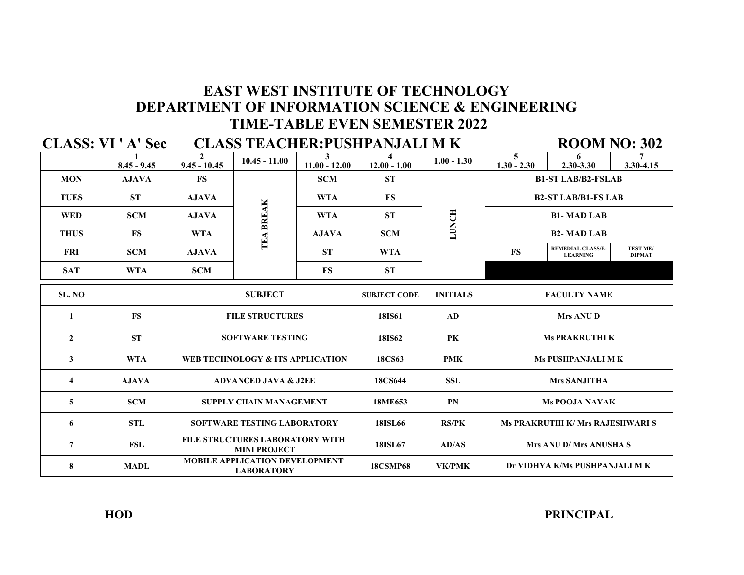# EAST WEST INSTITUTE OF TECHNOLOGY
## DEPARTMENT OF INFORMATION SCIENCE & ENGINEERING
## TIME-TABLE EVEN SEMESTER 2022

**CLASS: VI ' A' Sec** **CLASS TEACHER:PUSHPANJALI M K** **ROOM NO: 302**

| | 1 | 2 | | 3 | 4 | | 5 | 6 | 7 |
|---|---|---|---|---|---|---|---|---|---|
| | 8.45 - 9.45 | 9.45 - 10.45 | 10.45 - 11.00 | 11.00 - 12.00 | 12.00 - 1.00 | 1.00 - 1.30 | 1.30 - 2.30 | 2.30-3.30 | 3.30-4.15 |
| MON | AJAVA | FS | TEA BREAK | SCM | ST | LUNCH | B1-ST LAB/B2-FSLAB | | |
| TUES | ST | AJAVA | | WTA | FS | | B2-ST LAB/B1-FS LAB | | |
| WED | SCM | AJAVA | | WTA | ST | | B1- MAD LAB | | |
| THUS | FS | WTA | | AJAVA | SCM | | B2- MAD LAB | | |
| FRI | SCM | AJAVA | | ST | WTA | | FS | REMEDIAL CLASS/E-LEARNING | TEST ME/ DIPMAT |
| SAT | WTA | SCM | | FS | ST | | | | |

| SL. NO | | SUBJECT | SUBJECT CODE | INITIALS | FACULTY NAME |
|---|---|---|---|---|---|
| 1 | FS | FILE STRUCTURES | 18IS61 | AD | Mrs ANU D |
| 2 | ST | SOFTWARE TESTING | 18IS62 | PK | Ms PRAKRUTHI K |
| 3 | WTA | WEB TECHNOLOGY & ITS APPLICATION | 18CS63 | PMK | Ms PUSHPANJALI M K |
| 4 | AJAVA | ADVANCED JAVA & J2EE | 18CS644 | SSL | Mrs SANJITHA |
| 5 | SCM | SUPPLY CHAIN MANAGEMENT | 18ME653 | PN | Ms POOJA NAYAK |
| 6 | STL | SOFTWARE TESTING LABORATORY | 18ISL66 | RS/PK | Ms PRAKRUTHI K/ Mrs RAJESHWARI S |
| 7 | FSL | FILE STRUCTURES LABORATORY WITH MINI PROJECT | 18ISL67 | AD/AS | Mrs ANU D/ Mrs ANUSHA S |
| 8 | MADL | MOBILE APPLICATION DEVELOPMENT LABORATORY | 18CSMP68 | VK/PMK | Dr VIDHYA K/Ms PUSHPANJALI M K |

**HOD** **PRINCIPAL**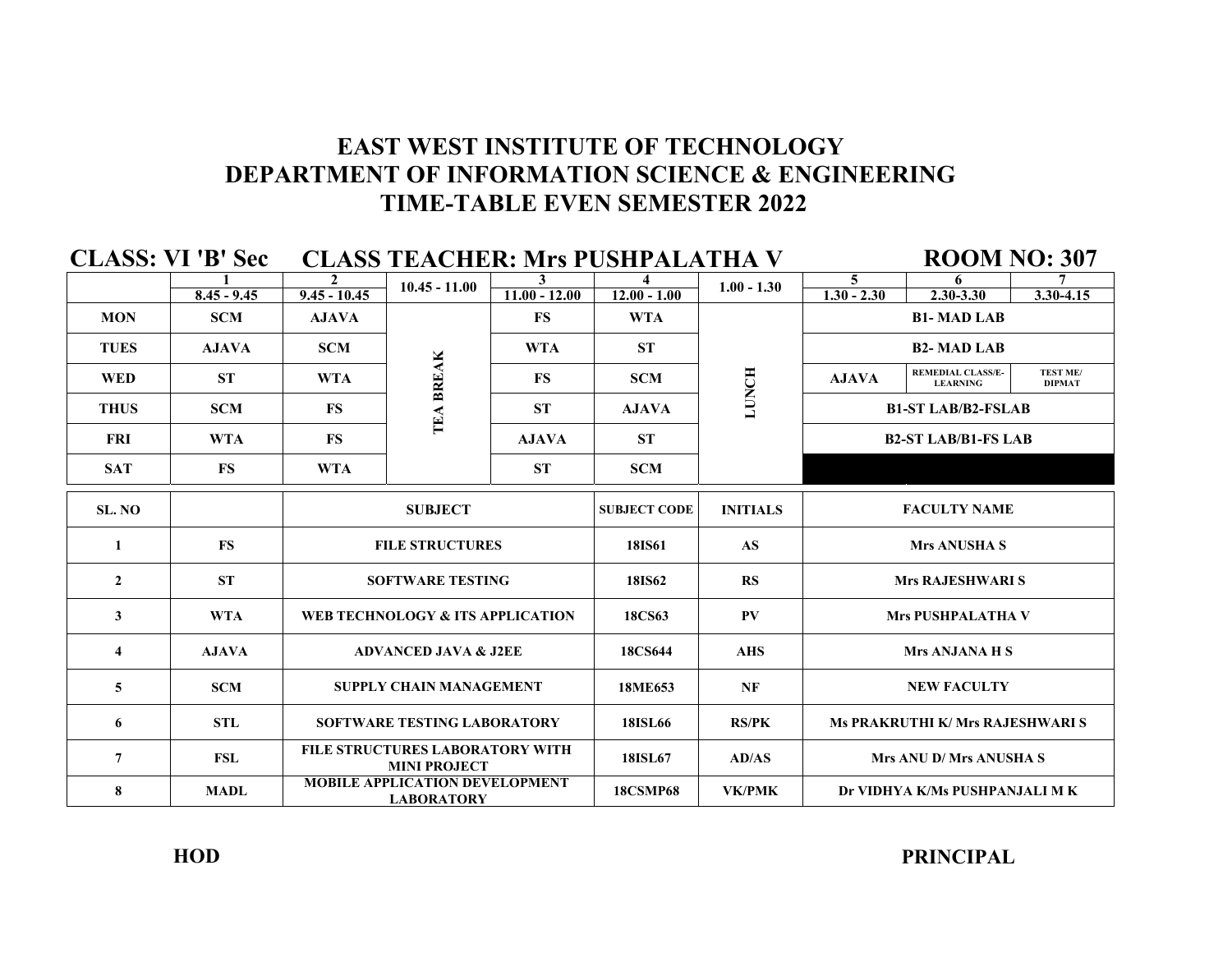# EAST WEST INSTITUTE OF TECHNOLOGY
# DEPARTMENT OF INFORMATION SCIENCE & ENGINEERING
# TIME-TABLE EVEN SEMESTER 2022

**CLASS: VI 'B' Sec** **CLASS TEACHER: Mrs PUSHPALATHA V** **ROOM NO: 307**

| | 1<br>8.45 - 9.45 | 2<br>9.45 - 10.45 | 10.45 - 11.00 | 3<br>11.00 - 12.00 | 4<br>12.00 - 1.00 | 1.00 - 1.30 | 5<br>1.30 - 2.30 | 6<br>2.30-3.30 | 7<br>3.30-4.15 |
|---|---|---|---|---|---|---|---|---|---|
| MON | SCM | AJAVA | TEA BREAK | FS | WTA | LUNCH | B1- MAD LAB | | |
| TUES | AJAVA | SCM | | WTA | ST | | B2- MAD LAB | | |
| WED | ST | WTA | | FS | SCM | | AJAVA | REMEDIAL CLASS/E-LEARNING | TEST ME/ DIPMAT |
| THUS | SCM | FS | | ST | AJAVA | | B1-ST LAB/B2-FSLAB | | |
| FRI | WTA | FS | | AJAVA | ST | | B2-ST LAB/B1-FS LAB | | |
| SAT | FS | WTA | | ST | SCM | | | | |

| SL. NO | | SUBJECT | SUBJECT CODE | INITIALS | FACULTY NAME |
|---|---|---|---|---|---|
| 1 | FS | FILE STRUCTURES | 18IS61 | AS | Mrs ANUSHA S |
| 2 | ST | SOFTWARE TESTING | 18IS62 | RS | Mrs RAJESHWARI S |
| 3 | WTA | WEB TECHNOLOGY & ITS APPLICATION | 18CS63 | PV | Mrs PUSHPALATHA V |
| 4 | AJAVA | ADVANCED JAVA & J2EE | 18CS644 | AHS | Mrs ANJANA H S |
| 5 | SCM | SUPPLY CHAIN MANAGEMENT | 18ME653 | NF | NEW FACULTY |
| 6 | STL | SOFTWARE TESTING LABORATORY | 18ISL66 | RS/PK | Ms PRAKRUTHI K/ Mrs RAJESHWARI S |
| 7 | FSL | FILE STRUCTURES LABORATORY WITH MINI PROJECT | 18ISL67 | AD/AS | Mrs ANU D/ Mrs ANUSHA S |
| 8 | MADL | MOBILE APPLICATION DEVELOPMENT LABORATORY | 18CSMP68 | VK/PMK | Dr VIDHYA K/Ms PUSHPANJALI M K |

**HOD** **PRINCIPAL**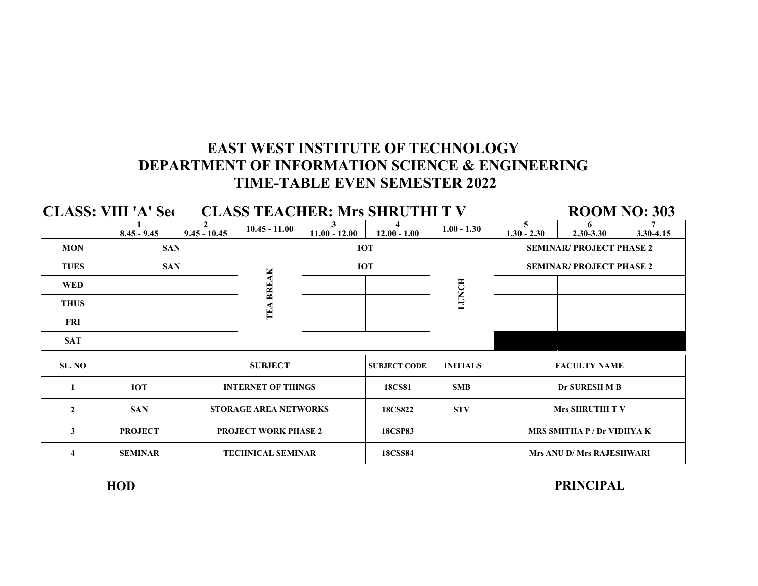# EAST WEST INSTITUTE OF TECHNOLOGY
# DEPARTMENT OF INFORMATION SCIENCE & ENGINEERING
# TIME-TABLE EVEN SEMESTER 2022

**CLASS: VIII 'A' Se** **CLASS TEACHER: Mrs SHRUTHI T V** **ROOM NO: 303**

| | 1<br>8.45 - 9.45 | 2<br>9.45 - 10.45 | 10.45 - 11.00 | 3<br>11.00 - 12.00 | 4<br>12.00 - 1.00 | 1.00 - 1.30 | 5<br>1.30 - 2.30 | 6<br>2.30-3.30 | 7<br>3.30-4.15 |
|---|---|---|---|---|---|---|---|---|---|
| MON | SAN | | TEA BREAK | IOT | | LUNCH | SEMINAR/ PROJECT PHASE 2 | | |
| TUES | SAN | | | IOT | | | SEMINAR/ PROJECT PHASE 2 | | |
| WED | | | | | | | | | |
| THUS | | | | | | | | | |
| FRI | | | | | | | | | |
| SAT | | | | | | | | | |

| SL. NO | | SUBJECT | SUBJECT CODE | INITIALS | FACULTY NAME |
|---|---|---|---|---|---|
| 1 | IOT | INTERNET OF THINGS | 18CS81 | SMB | Dr SURESH M B |
| 2 | SAN | STORAGE AREA NETWORKS | 18CS822 | STV | Mrs SHRUTHI T V |
| 3 | PROJECT | PROJECT WORK PHASE 2 | 18CSP83 | | MRS SMITHA P / Dr VIDHYA K |
| 4 | SEMINAR | TECHNICAL SEMINAR | 18CSS84 | | Mrs ANU D/ Mrs RAJESHWARI |

**HOD** **PRINCIPAL**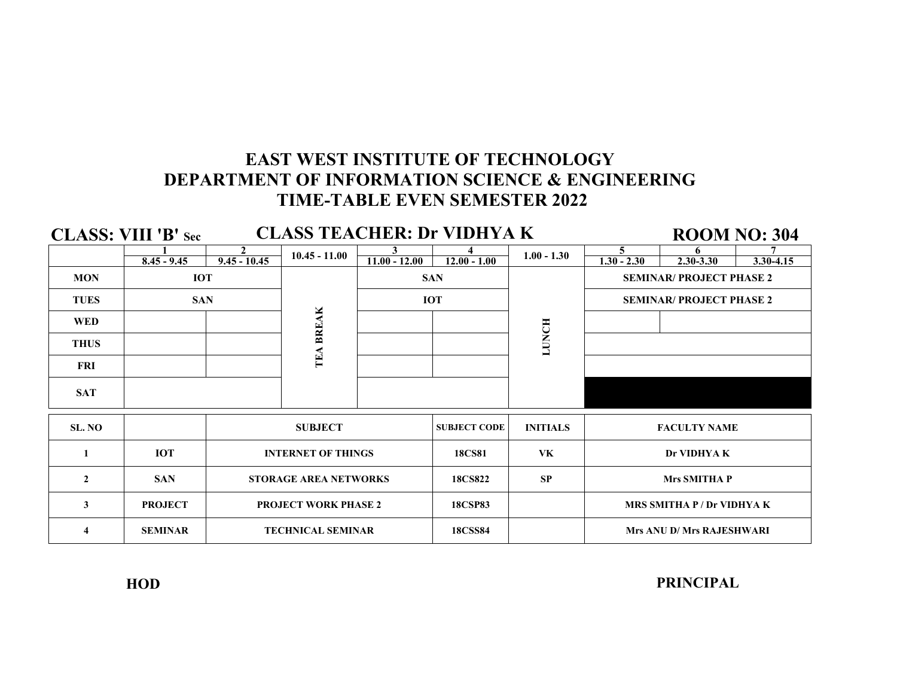# EAST WEST INSTITUTE OF TECHNOLOGY
## DEPARTMENT OF INFORMATION SCIENCE & ENGINEERING
## TIME-TABLE EVEN SEMESTER 2022

**CLASS: VIII 'B' Sec** **CLASS TEACHER: Dr VIDHYA K** **ROOM NO: 304**

| | 1<br>8.45 - 9.45 | 2<br>9.45 - 10.45 | 10.45 - 11.00 | 3<br>11.00 - 12.00 | 4<br>12.00 - 1.00 | 1.00 - 1.30 | 5<br>1.30 - 2.30 | 6<br>2.30-3.30 | 7<br>3.30-4.15 |
|---|---|---|---|---|---|---|---|---|---|
| MON | IOT | | TEA BREAK | SAN | | LUNCH | SEMINAR/ PROJECT PHASE 2 | | |
| TUES | SAN | | | IOT | | | SEMINAR/ PROJECT PHASE 2 | | |
| WED | | | | | | | | | |
| THUS | | | | | | | | | |
| FRI | | | | | | | | | |
| SAT | | | | | | | | | |

| SL. NO | | SUBJECT | SUBJECT CODE | INITIALS | FACULTY NAME |
|---|---|---|---|---|---|
| 1 | IOT | INTERNET OF THINGS | 18CS81 | VK | Dr VIDHYA K |
| 2 | SAN | STORAGE AREA NETWORKS | 18CS822 | SP | Mrs SMITHA P |
| 3 | PROJECT | PROJECT WORK PHASE 2 | 18CSP83 | | MRS SMITHA P / Dr VIDHYA K |
| 4 | SEMINAR | TECHNICAL SEMINAR | 18CSS84 | | Mrs ANU D/ Mrs RAJESHWARI |

**HOD** **PRINCIPAL**